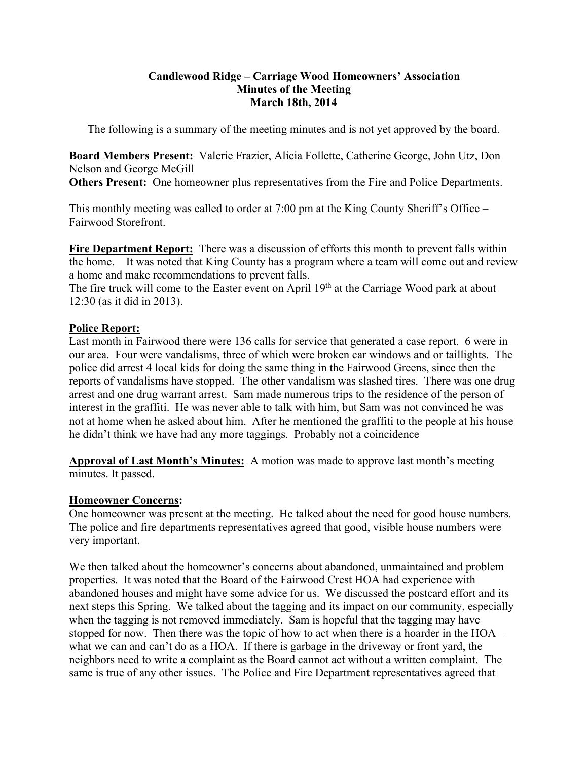**Candlewood Ridge – Carriage Wood Homeowners' Association**
**Minutes of the Meeting**
**March 18th, 2014**

The following is a summary of the meeting minutes and is not yet approved by the board.

**Board Members Present:** Valerie Frazier, Alicia Follette, Catherine George, John Utz, Don Nelson and George McGill
**Others Present:** One homeowner plus representatives from the Fire and Police Departments.

This monthly meeting was called to order at 7:00 pm at the King County Sheriff's Office – Fairwood Storefront.

**Fire Department Report:** There was a discussion of efforts this month to prevent falls within the home. It was noted that King County has a program where a team will come out and review a home and make recommendations to prevent falls.
The fire truck will come to the Easter event on April 19th at the Carriage Wood park at about 12:30 (as it did in 2013).

**Police Report:**
Last month in Fairwood there were 136 calls for service that generated a case report. 6 were in our area. Four were vandalisms, three of which were broken car windows and or taillights. The police did arrest 4 local kids for doing the same thing in the Fairwood Greens, since then the reports of vandalisms have stopped. The other vandalism was slashed tires. There was one drug arrest and one drug warrant arrest. Sam made numerous trips to the residence of the person of interest in the graffiti. He was never able to talk with him, but Sam was not convinced he was not at home when he asked about him. After he mentioned the graffiti to the people at his house he didn't think we have had any more taggings. Probably not a coincidence

**Approval of Last Month's Minutes:** A motion was made to approve last month's meeting minutes. It passed.

**Homeowner Concerns:**
One homeowner was present at the meeting. He talked about the need for good house numbers. The police and fire departments representatives agreed that good, visible house numbers were very important.

We then talked about the homeowner's concerns about abandoned, unmaintained and problem properties. It was noted that the Board of the Fairwood Crest HOA had experience with abandoned houses and might have some advice for us. We discussed the postcard effort and its next steps this Spring. We talked about the tagging and its impact on our community, especially when the tagging is not removed immediately. Sam is hopeful that the tagging may have stopped for now. Then there was the topic of how to act when there is a hoarder in the HOA – what we can and can't do as a HOA. If there is garbage in the driveway or front yard, the neighbors need to write a complaint as the Board cannot act without a written complaint. The same is true of any other issues. The Police and Fire Department representatives agreed that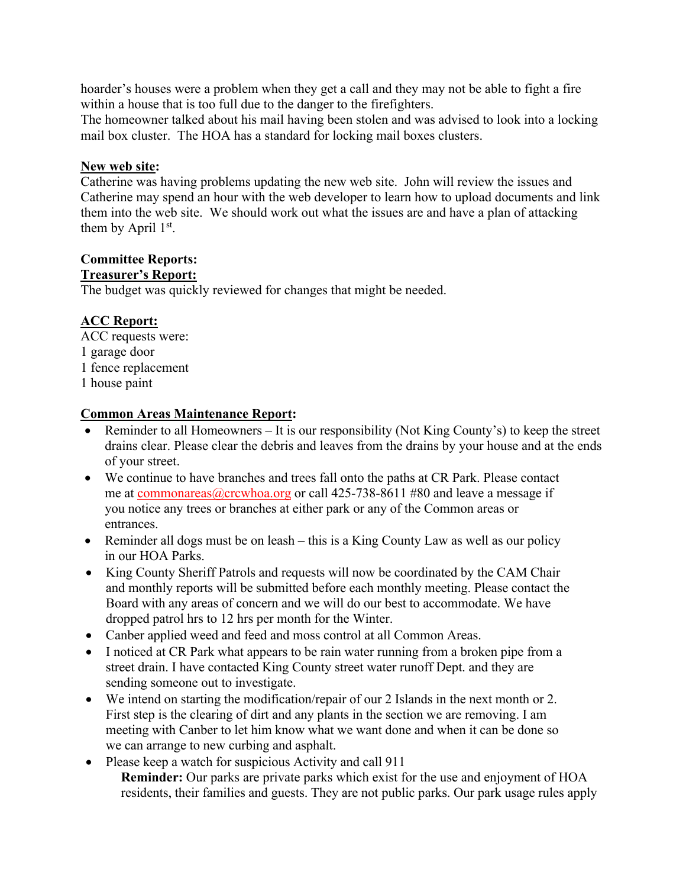hoarder's houses were a problem when they get a call and they may not be able to fight a fire within a house that is too full due to the danger to the firefighters.
The homeowner talked about his mail having been stolen and was advised to look into a locking mail box cluster. The HOA has a standard for locking mail boxes clusters.

**New web site:**
Catherine was having problems updating the new web site. John will review the issues and Catherine may spend an hour with the web developer to learn how to upload documents and link them into the web site. We should work out what the issues are and have a plan of attacking them by April 1st.

**Committee Reports:**
**Treasurer's Report:**
The budget was quickly reviewed for changes that might be needed.

**ACC Report:**
ACC requests were:
1 garage door
1 fence replacement
1 house paint

**Common Areas Maintenance Report:**

- Reminder to all Homeowners – It is our responsibility (Not King County's) to keep the street drains clear. Please clear the debris and leaves from the drains by your house and at the ends of your street.
- We continue to have branches and trees fall onto the paths at CR Park. Please contact me at commonareas@crcwhoa.org or call 425-738-8611 #80 and leave a message if you notice any trees or branches at either park or any of the Common areas or entrances.
- Reminder all dogs must be on leash – this is a King County Law as well as our policy in our HOA Parks.
- King County Sheriff Patrols and requests will now be coordinated by the CAM Chair and monthly reports will be submitted before each monthly meeting. Please contact the Board with any areas of concern and we will do our best to accommodate. We have dropped patrol hrs to 12 hrs per month for the Winter.
- Canber applied weed and feed and moss control at all Common Areas.
- I noticed at CR Park what appears to be rain water running from a broken pipe from a street drain. I have contacted King County street water runoff Dept. and they are sending someone out to investigate.
- We intend on starting the modification/repair of our 2 Islands in the next month or 2. First step is the clearing of dirt and any plants in the section we are removing. I am meeting with Canber to let him know what we want done and when it can be done so we can arrange to new curbing and asphalt.
- Please keep a watch for suspicious Activity and call 911

  **Reminder:** Our parks are private parks which exist for the use and enjoyment of HOA residents, their families and guests. They are not public parks. Our park usage rules apply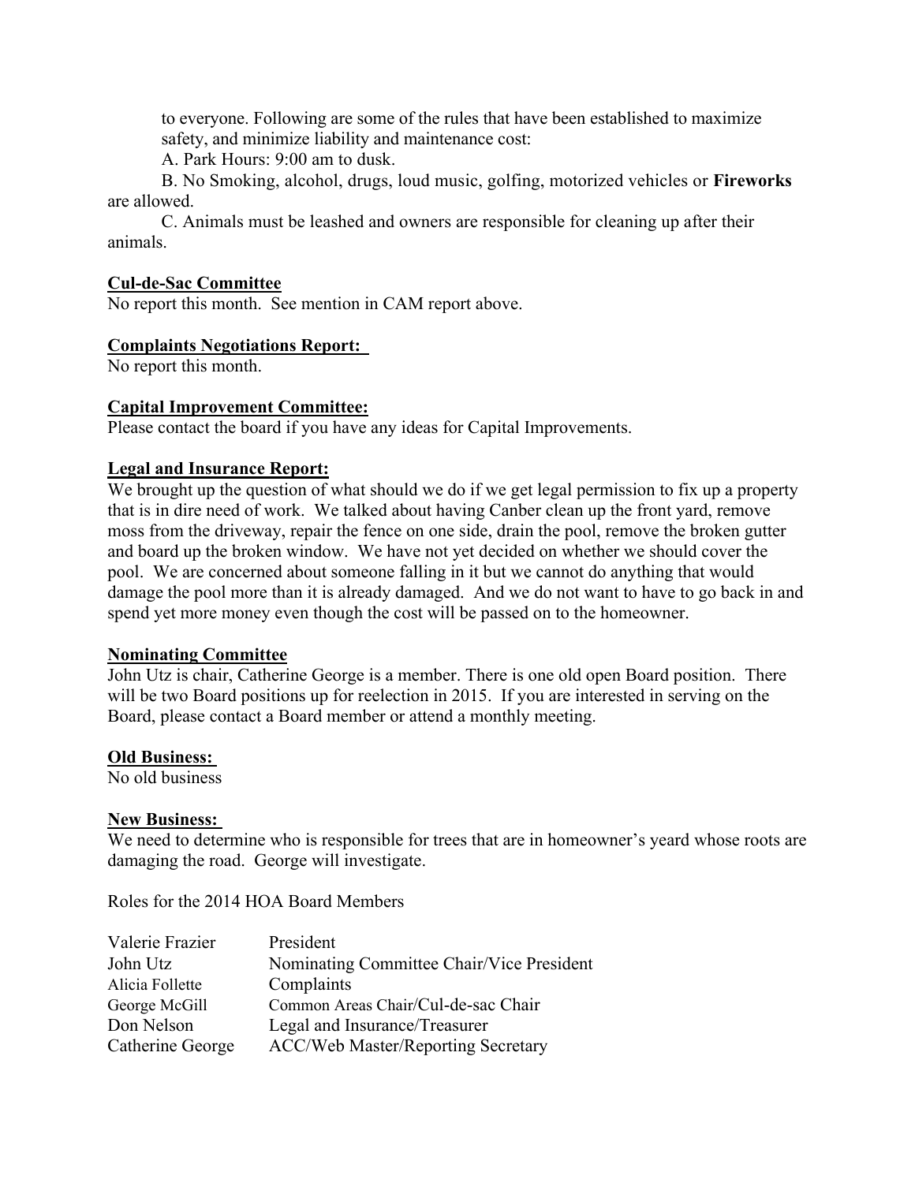to everyone. Following are some of the rules that have been established to maximize safety, and minimize liability and maintenance cost:

A. Park Hours: 9:00 am to dusk.

B. No Smoking, alcohol, drugs, loud music, golfing, motorized vehicles or **Fireworks** are allowed.

C. Animals must be leashed and owners are responsible for cleaning up after their animals.

**Cul-de-Sac Committee**

No report this month. See mention in CAM report above.

**Complaints Negotiations Report:**

No report this month.

**Capital Improvement Committee:**

Please contact the board if you have any ideas for Capital Improvements.

**Legal and Insurance Report:**

We brought up the question of what should we do if we get legal permission to fix up a property that is in dire need of work. We talked about having Canber clean up the front yard, remove moss from the driveway, repair the fence on one side, drain the pool, remove the broken gutter and board up the broken window. We have not yet decided on whether we should cover the pool. We are concerned about someone falling in it but we cannot do anything that would damage the pool more than it is already damaged. And we do not want to have to go back in and spend yet more money even though the cost will be passed on to the homeowner.

**Nominating Committee**

John Utz is chair, Catherine George is a member. There is one old open Board position. There will be two Board positions up for reelection in 2015. If you are interested in serving on the Board, please contact a Board member or attend a monthly meeting.

**Old Business:**

No old business

**New Business:**

We need to determine who is responsible for trees that are in homeowner's yeard whose roots are damaging the road. George will investigate.

Roles for the 2014 HOA Board Members

| | |
|---|---|
| Valerie Frazier | President |
| John Utz | Nominating Committee Chair/Vice President |
| Alicia Follette | Complaints |
| George McGill | Common Areas Chair/Cul-de-sac Chair |
| Don Nelson | Legal and Insurance/Treasurer |
| Catherine George | ACC/Web Master/Reporting Secretary |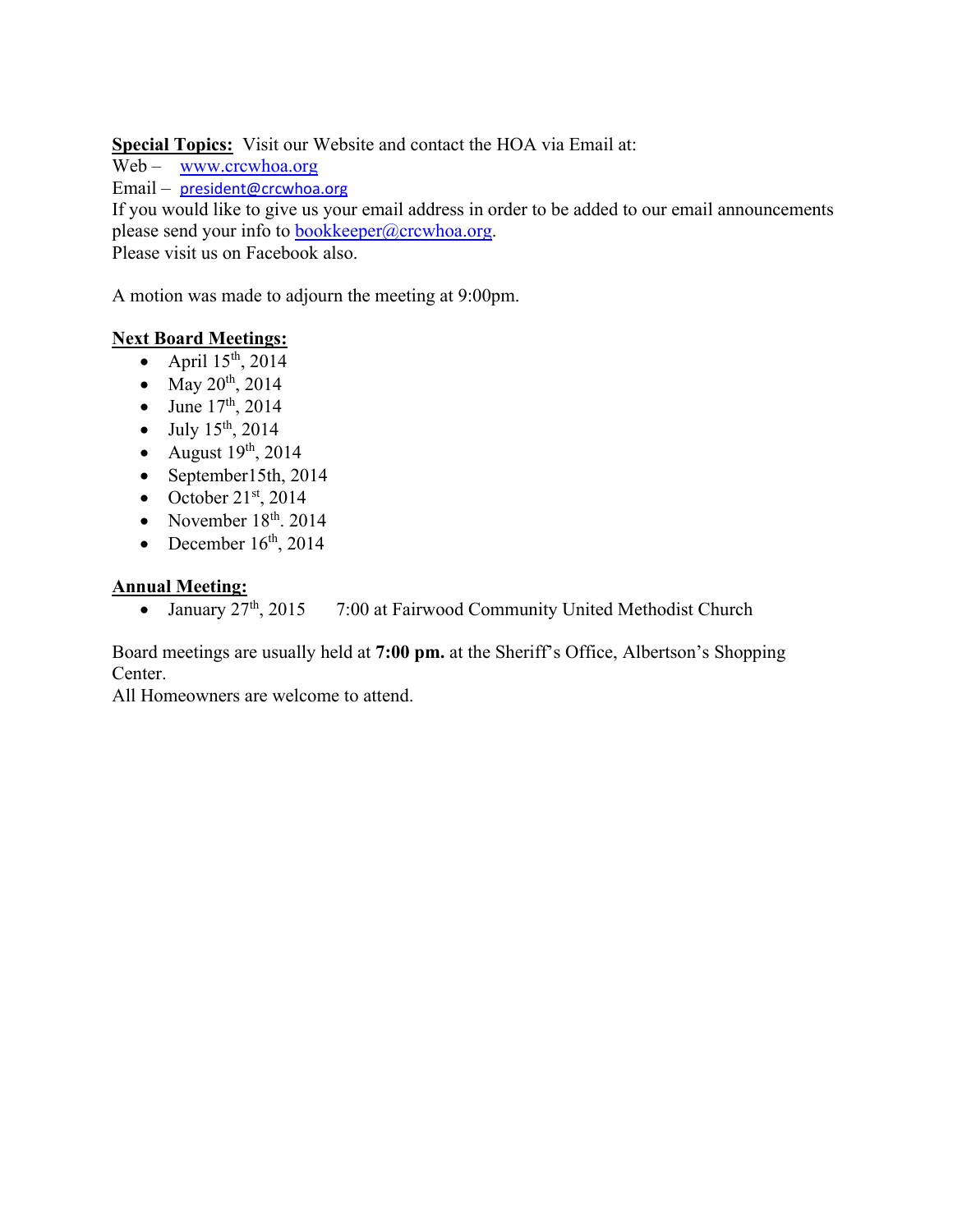**Special Topics:** Visit our Website and contact the HOA via Email at:
Web – www.crcwhoa.org
Email – president@crcwhoa.org
If you would like to give us your email address in order to be added to our email announcements please send your info to bookkeeper@crcwhoa.org.
Please visit us on Facebook also.

A motion was made to adjourn the meeting at 9:00pm.

**Next Board Meetings:**

- April 15th, 2014
- May 20th, 2014
- June 17th, 2014
- July 15th, 2014
- August 19th, 2014
- September15th, 2014
- October 21st, 2014
- November 18th. 2014
- December 16th, 2014

**Annual Meeting:**

- January 27th, 2015 7:00 at Fairwood Community United Methodist Church

Board meetings are usually held at **7:00 pm.** at the Sheriff's Office, Albertson's Shopping Center.
All Homeowners are welcome to attend.